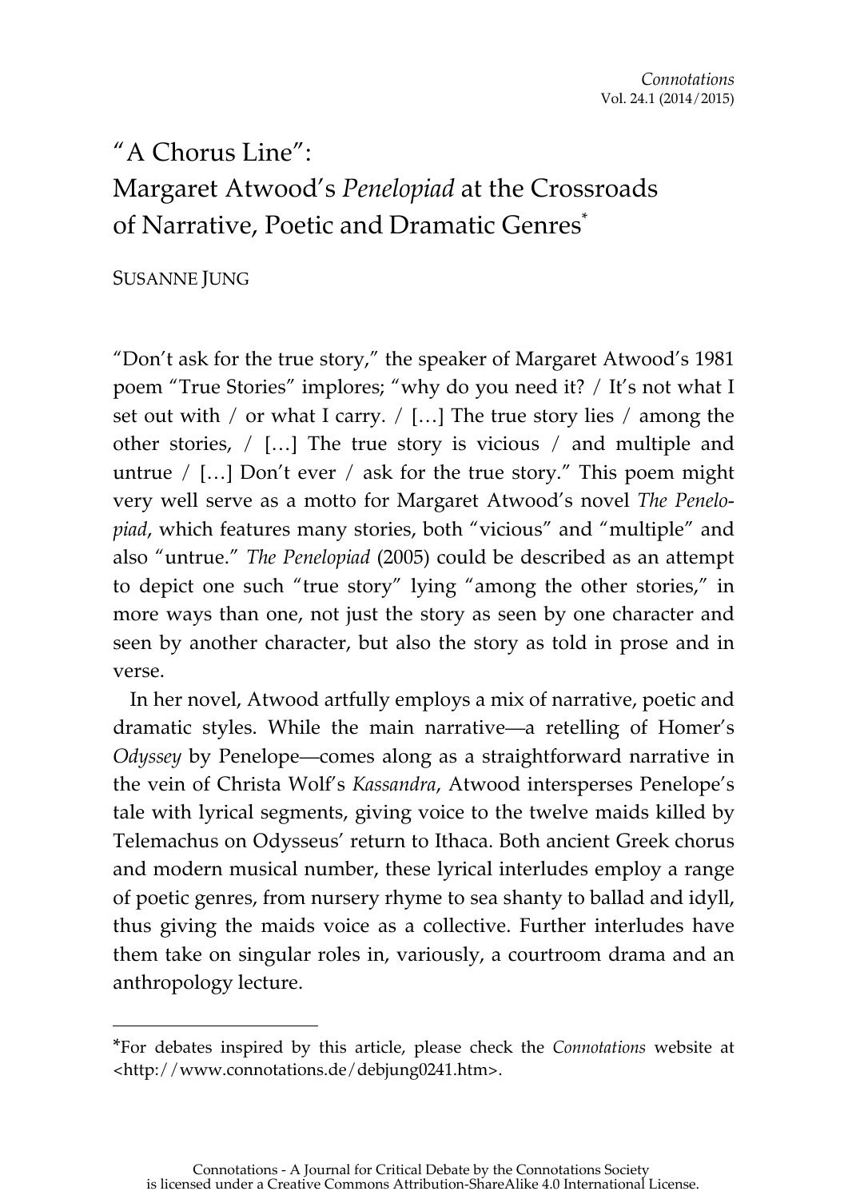# "A Chorus Line": Margaret Atwood's *Penelopiad* at the Crossroads of Narrative, Poetic and Dramatic Genres*

SUSANNE JUNG

"Don't ask for the true story," the speaker of Margaret Atwood's 1981 poem "True Stories" implores; "why do you need it? / It's not what I set out with / or what I carry. / […] The true story lies / among the other stories, / […] The true story is vicious / and multiple and untrue / […] Don't ever / ask for the true story." This poem might very well serve as a motto for Margaret Atwood's novel *The Penelopiad*, which features many stories, both "vicious" and "multiple" and also "untrue." *The Penelopiad* (2005) could be described as an attempt to depict one such "true story" lying "among the other stories," in more ways than one, not just the story as seen by one character and seen by another character, but also the story as told in prose and in verse.

In her novel, Atwood artfully employs a mix of narrative, poetic and dramatic styles. While the main narrative—a retelling of Homer's *Odyssey* by Penelope—comes along as a straightforward narrative in the vein of Christa Wolf's *Kassandra*, Atwood intersperses Penelope's tale with lyrical segments, giving voice to the twelve maids killed by Telemachus on Odysseus' return to Ithaca. Both ancient Greek chorus and modern musical number, these lyrical interludes employ a range of poetic genres, from nursery rhyme to sea shanty to ballad and idyll, thus giving the maids voice as a collective. Further interludes have them take on singular roles in, variously, a courtroom drama and an anthropology lecture.

---

*For debates inspired by this article, please check the *Connotations* website at <http://www.connotations.de/debjung0241.htm>.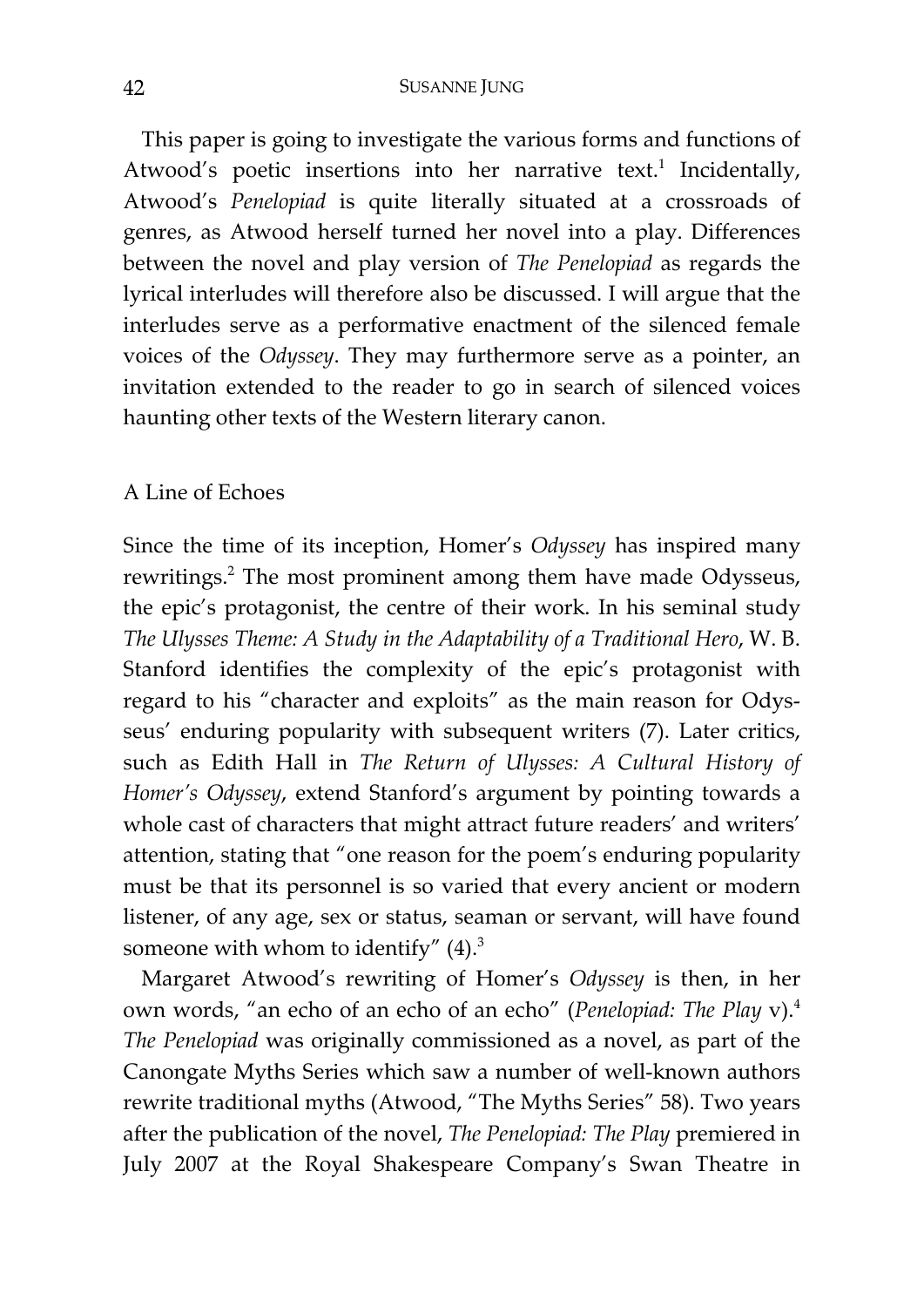This paper is going to investigate the various forms and functions of Atwood's poetic insertions into her narrative text.[1] Incidentally, Atwood's *Penelopiad* is quite literally situated at a crossroads of genres, as Atwood herself turned her novel into a play. Differences between the novel and play version of *The Penelopiad* as regards the lyrical interludes will therefore also be discussed. I will argue that the interludes serve as a performative enactment of the silenced female voices of the *Odyssey*. They may furthermore serve as a pointer, an invitation extended to the reader to go in search of silenced voices haunting other texts of the Western literary canon.

## A Line of Echoes

Since the time of its inception, Homer's *Odyssey* has inspired many rewritings.[2] The most prominent among them have made Odysseus, the epic's protagonist, the centre of their work. In his seminal study *The Ulysses Theme: A Study in the Adaptability of a Traditional Hero*, W. B. Stanford identifies the complexity of the epic's protagonist with regard to his "character and exploits" as the main reason for Odysseus' enduring popularity with subsequent writers (7). Later critics, such as Edith Hall in *The Return of Ulysses: A Cultural History of Homer's Odyssey*, extend Stanford's argument by pointing towards a whole cast of characters that might attract future readers' and writers' attention, stating that "one reason for the poem's enduring popularity must be that its personnel is so varied that every ancient or modern listener, of any age, sex or status, seaman or servant, will have found someone with whom to identify" (4).[3]

Margaret Atwood's rewriting of Homer's *Odyssey* is then, in her own words, "an echo of an echo of an echo" (*Penelopiad: The Play* v).[4] *The Penelopiad* was originally commissioned as a novel, as part of the Canongate Myths Series which saw a number of well-known authors rewrite traditional myths (Atwood, "The Myths Series" 58). Two years after the publication of the novel, *The Penelopiad: The Play* premiered in July 2007 at the Royal Shakespeare Company's Swan Theatre in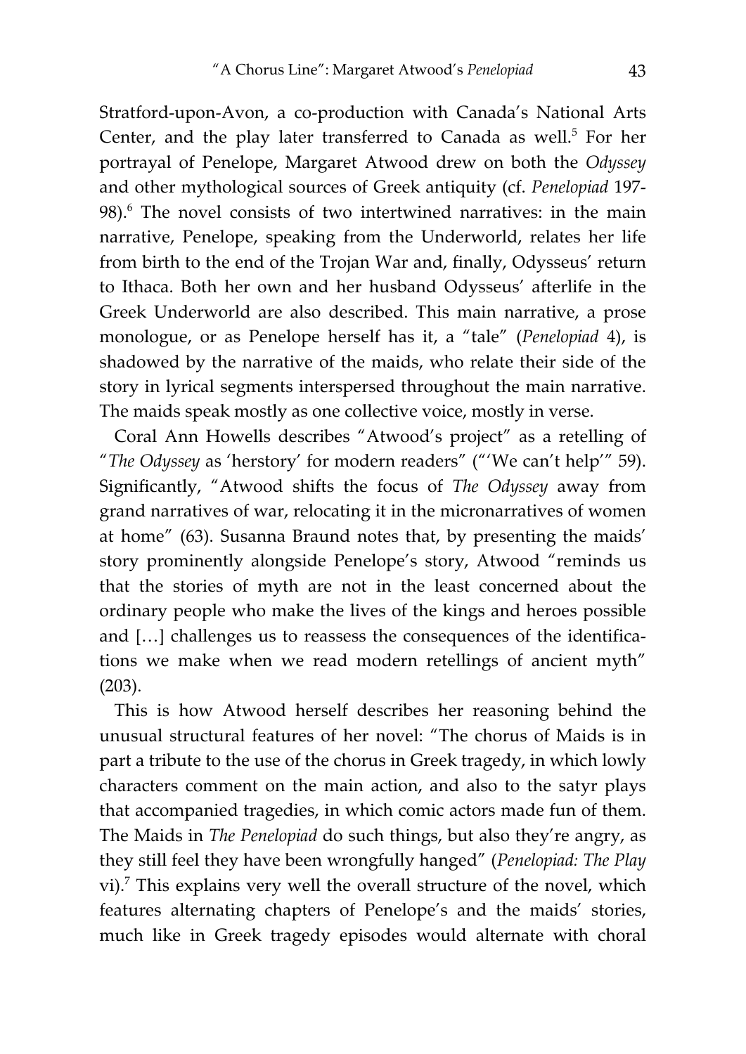Stratford-upon-Avon, a co-production with Canada's National Arts Center, and the play later transferred to Canada as well.[5] For her portrayal of Penelope, Margaret Atwood drew on both the *Odyssey* and other mythological sources of Greek antiquity (cf. *Penelopiad* 197-98).[6] The novel consists of two intertwined narratives: in the main narrative, Penelope, speaking from the Underworld, relates her life from birth to the end of the Trojan War and, finally, Odysseus' return to Ithaca. Both her own and her husband Odysseus' afterlife in the Greek Underworld are also described. This main narrative, a prose monologue, or as Penelope herself has it, a "tale" (*Penelopiad* 4), is shadowed by the narrative of the maids, who relate their side of the story in lyrical segments interspersed throughout the main narrative. The maids speak mostly as one collective voice, mostly in verse.

Coral Ann Howells describes "Atwood's project" as a retelling of "*The Odyssey* as 'herstory' for modern readers" ("'We can't help'" 59). Significantly, "Atwood shifts the focus of *The Odyssey* away from grand narratives of war, relocating it in the micronarratives of women at home" (63). Susanna Braund notes that, by presenting the maids' story prominently alongside Penelope's story, Atwood "reminds us that the stories of myth are not in the least concerned about the ordinary people who make the lives of the kings and heroes possible and […] challenges us to reassess the consequences of the identifications we make when we read modern retellings of ancient myth" (203).

This is how Atwood herself describes her reasoning behind the unusual structural features of her novel: "The chorus of Maids is in part a tribute to the use of the chorus in Greek tragedy, in which lowly characters comment on the main action, and also to the satyr plays that accompanied tragedies, in which comic actors made fun of them. The Maids in *The Penelopiad* do such things, but also they're angry, as they still feel they have been wrongfully hanged" (*Penelopiad: The Play* vi).[7] This explains very well the overall structure of the novel, which features alternating chapters of Penelope's and the maids' stories, much like in Greek tragedy episodes would alternate with choral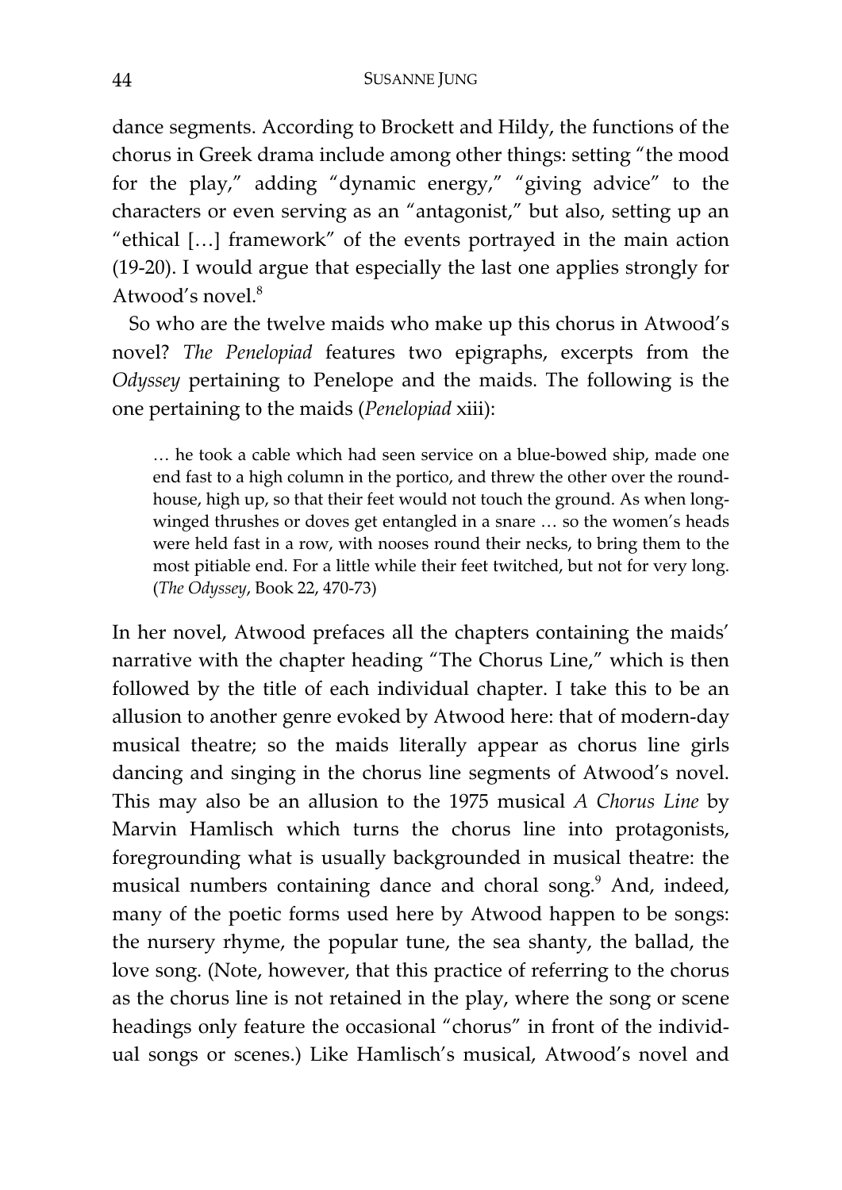dance segments. According to Brockett and Hildy, the functions of the chorus in Greek drama include among other things: setting "the mood for the play," adding "dynamic energy," "giving advice" to the characters or even serving as an "antagonist," but also, setting up an "ethical […] framework" of the events portrayed in the main action (19-20). I would argue that especially the last one applies strongly for Atwood's novel.[8]

So who are the twelve maids who make up this chorus in Atwood's novel? *The Penelopiad* features two epigraphs, excerpts from the *Odyssey* pertaining to Penelope and the maids. The following is the one pertaining to the maids (*Penelopiad* xiii):

> … he took a cable which had seen service on a blue-bowed ship, made one end fast to a high column in the portico, and threw the other over the round-house, high up, so that their feet would not touch the ground. As when long-winged thrushes or doves get entangled in a snare … so the women's heads were held fast in a row, with nooses round their necks, to bring them to the most pitiable end. For a little while their feet twitched, but not for very long. (*The Odyssey*, Book 22, 470-73)

In her novel, Atwood prefaces all the chapters containing the maids' narrative with the chapter heading "The Chorus Line," which is then followed by the title of each individual chapter. I take this to be an allusion to another genre evoked by Atwood here: that of modern-day musical theatre; so the maids literally appear as chorus line girls dancing and singing in the chorus line segments of Atwood's novel. This may also be an allusion to the 1975 musical *A Chorus Line* by Marvin Hamlisch which turns the chorus line into protagonists, foregrounding what is usually backgrounded in musical theatre: the musical numbers containing dance and choral song.[9] And, indeed, many of the poetic forms used here by Atwood happen to be songs: the nursery rhyme, the popular tune, the sea shanty, the ballad, the love song. (Note, however, that this practice of referring to the chorus as the chorus line is not retained in the play, where the song or scene headings only feature the occasional "chorus" in front of the individual songs or scenes.) Like Hamlisch's musical, Atwood's novel and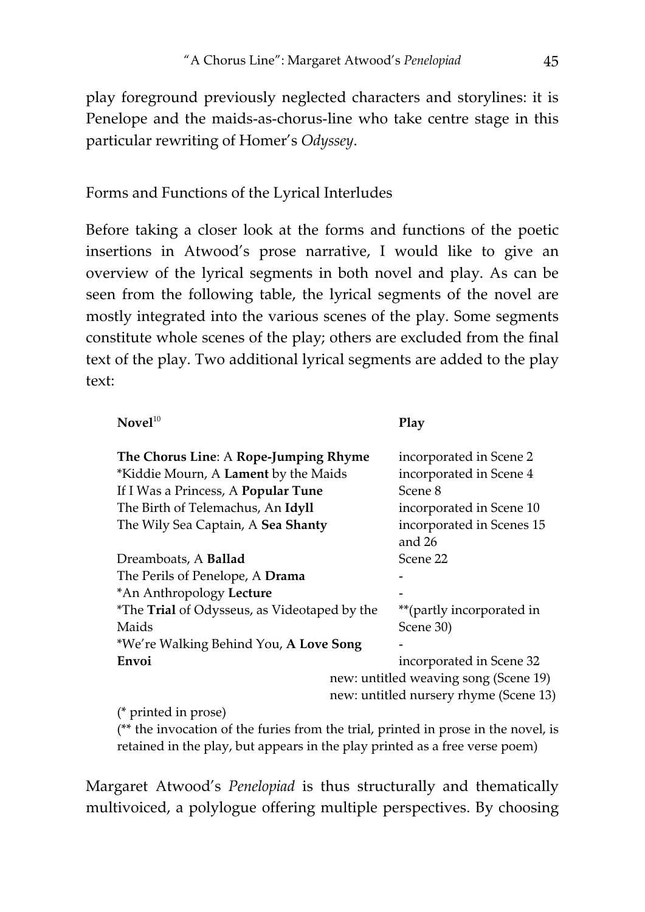play foreground previously neglected characters and storylines: it is Penelope and the maids-as-chorus-line who take centre stage in this particular rewriting of Homer's *Odyssey*.

## Forms and Functions of the Lyrical Interludes

Before taking a closer look at the forms and functions of the poetic insertions in Atwood's prose narrative, I would like to give an overview of the lyrical segments in both novel and play. As can be seen from the following table, the lyrical segments of the novel are mostly integrated into the various scenes of the play. Some segments constitute whole scenes of the play; others are excluded from the final text of the play. Two additional lyrical segments are added to the play text:

| **Novel**[10] | **Play** |
|---|---|
| **The Chorus Line**: A **Rope-Jumping Rhyme** | incorporated in Scene 2 |
| *Kiddie Mourn, A **Lament** by the Maids | incorporated in Scene 4 |
| If I Was a Princess, A **Popular Tune** | Scene 8 |
| The Birth of Telemachus, An **Idyll** | incorporated in Scene 10 |
| The Wily Sea Captain, A **Sea Shanty** | incorporated in Scenes 15 and 26 |
| Dreamboats, A **Ballad** | Scene 22 |
| The Perils of Penelope, A **Drama** | - |
| *An Anthropology **Lecture** | - |
| *The **Trial** of Odysseus, as Videotaped by the Maids | **(partly incorporated in Scene 30) |
| *We're Walking Behind You, **A Love Song** | - |
| **Envoi** | incorporated in Scene 32 |
| | new: untitled weaving song (Scene 19) |
| | new: untitled nursery rhyme (Scene 13) |

(* printed in prose)
(** the invocation of the furies from the trial, printed in prose in the novel, is retained in the play, but appears in the play printed as a free verse poem)

Margaret Atwood's *Penelopiad* is thus structurally and thematically multivoiced, a polylogue offering multiple perspectives. By choosing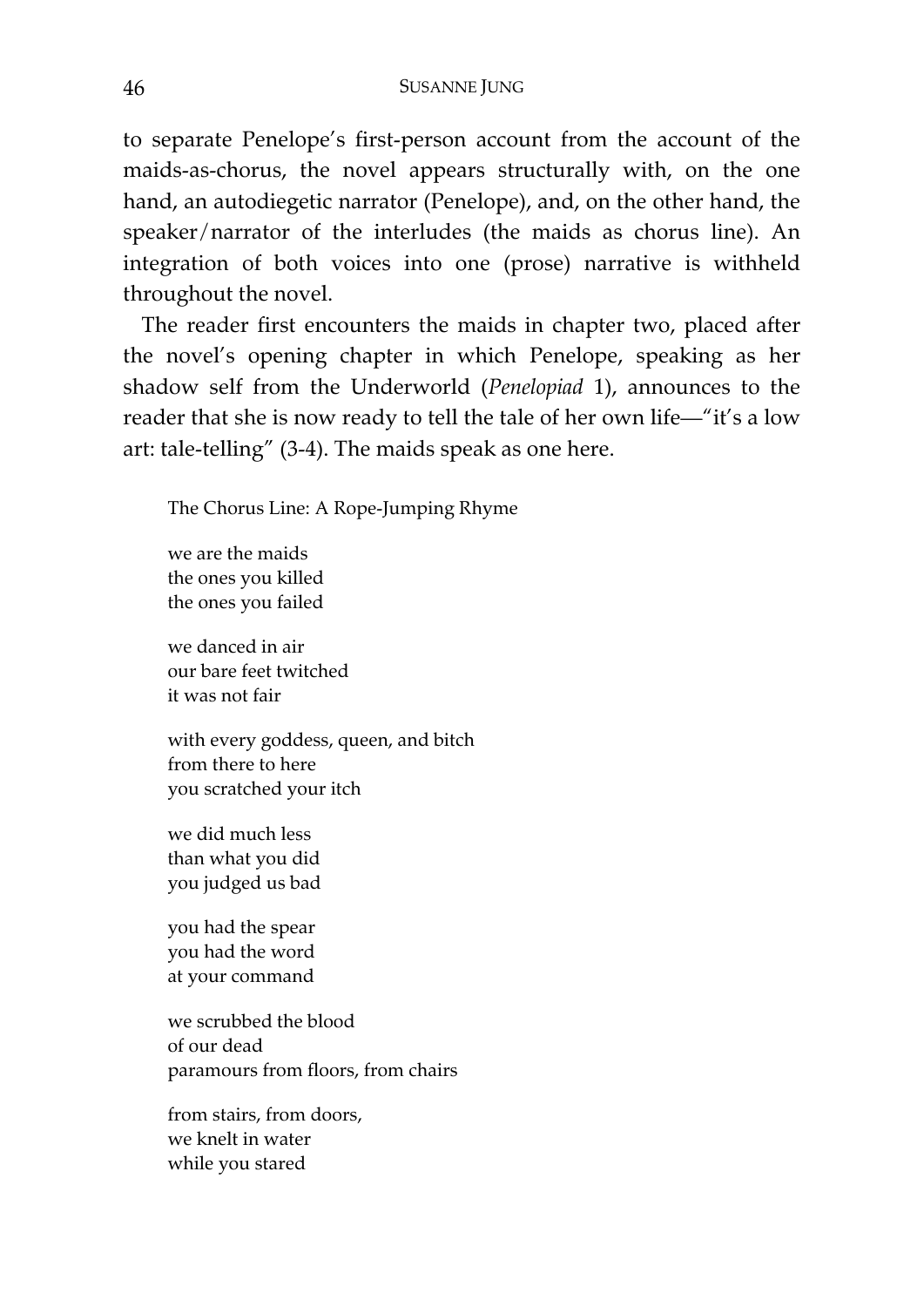to separate Penelope's first-person account from the account of the maids-as-chorus, the novel appears structurally with, on the one hand, an autodiegetic narrator (Penelope), and, on the other hand, the speaker/narrator of the interludes (the maids as chorus line). An integration of both voices into one (prose) narrative is withheld throughout the novel.

The reader first encounters the maids in chapter two, placed after the novel's opening chapter in which Penelope, speaking as her shadow self from the Underworld (*Penelopiad* 1), announces to the reader that she is now ready to tell the tale of her own life—"it's a low art: tale-telling" (3-4). The maids speak as one here.

> The Chorus Line: A Rope-Jumping Rhyme
>
> we are the maids  
> the ones you killed  
> the ones you failed
>
> we danced in air  
> our bare feet twitched  
> it was not fair
>
> with every goddess, queen, and bitch  
> from there to here  
> you scratched your itch
>
> we did much less  
> than what you did  
> you judged us bad
>
> you had the spear  
> you had the word  
> at your command
>
> we scrubbed the blood  
> of our dead  
> paramours from floors, from chairs
>
> from stairs, from doors,  
> we knelt in water  
> while you stared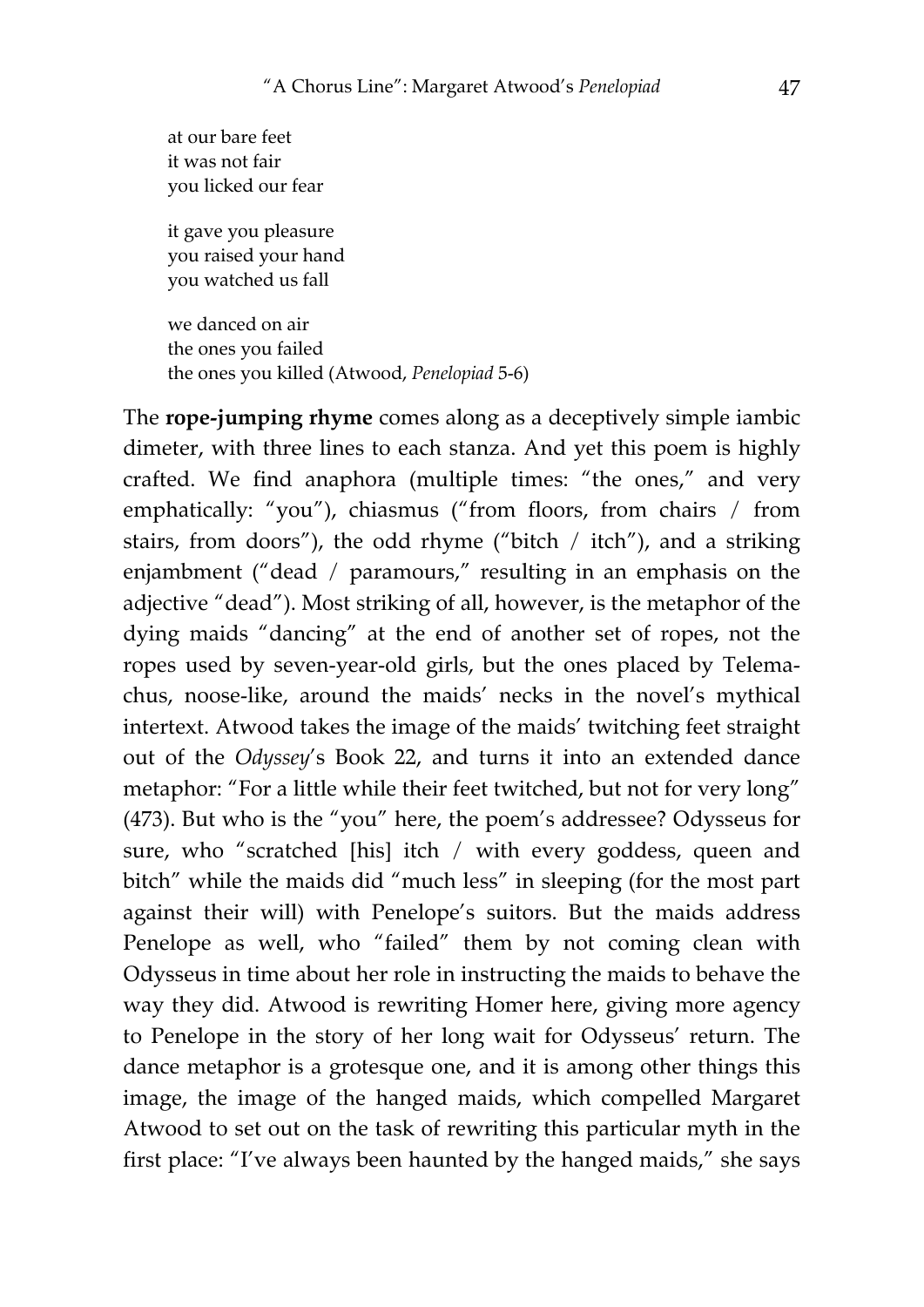at our bare feet  
it was not fair  
you licked our fear

it gave you pleasure  
you raised your hand  
you watched us fall

we danced on air  
the ones you failed  
the ones you killed (Atwood, *Penelopiad* 5-6)

The **rope-jumping rhyme** comes along as a deceptively simple iambic dimeter, with three lines to each stanza. And yet this poem is highly crafted. We find anaphora (multiple times: "the ones," and very emphatically: "you"), chiasmus ("from floors, from chairs / from stairs, from doors"), the odd rhyme ("bitch / itch"), and a striking enjambment ("dead / paramours," resulting in an emphasis on the adjective "dead"). Most striking of all, however, is the metaphor of the dying maids "dancing" at the end of another set of ropes, not the ropes used by seven-year-old girls, but the ones placed by Telemachus, noose-like, around the maids' necks in the novel's mythical intertext. Atwood takes the image of the maids' twitching feet straight out of the *Odyssey*'s Book 22, and turns it into an extended dance metaphor: "For a little while their feet twitched, but not for very long" (473). But who is the "you" here, the poem's addressee? Odysseus for sure, who "scratched [his] itch / with every goddess, queen and bitch" while the maids did "much less" in sleeping (for the most part against their will) with Penelope's suitors. But the maids address Penelope as well, who "failed" them by not coming clean with Odysseus in time about her role in instructing the maids to behave the way they did. Atwood is rewriting Homer here, giving more agency to Penelope in the story of her long wait for Odysseus' return. The dance metaphor is a grotesque one, and it is among other things this image, the image of the hanged maids, which compelled Margaret Atwood to set out on the task of rewriting this particular myth in the first place: "I've always been haunted by the hanged maids," she says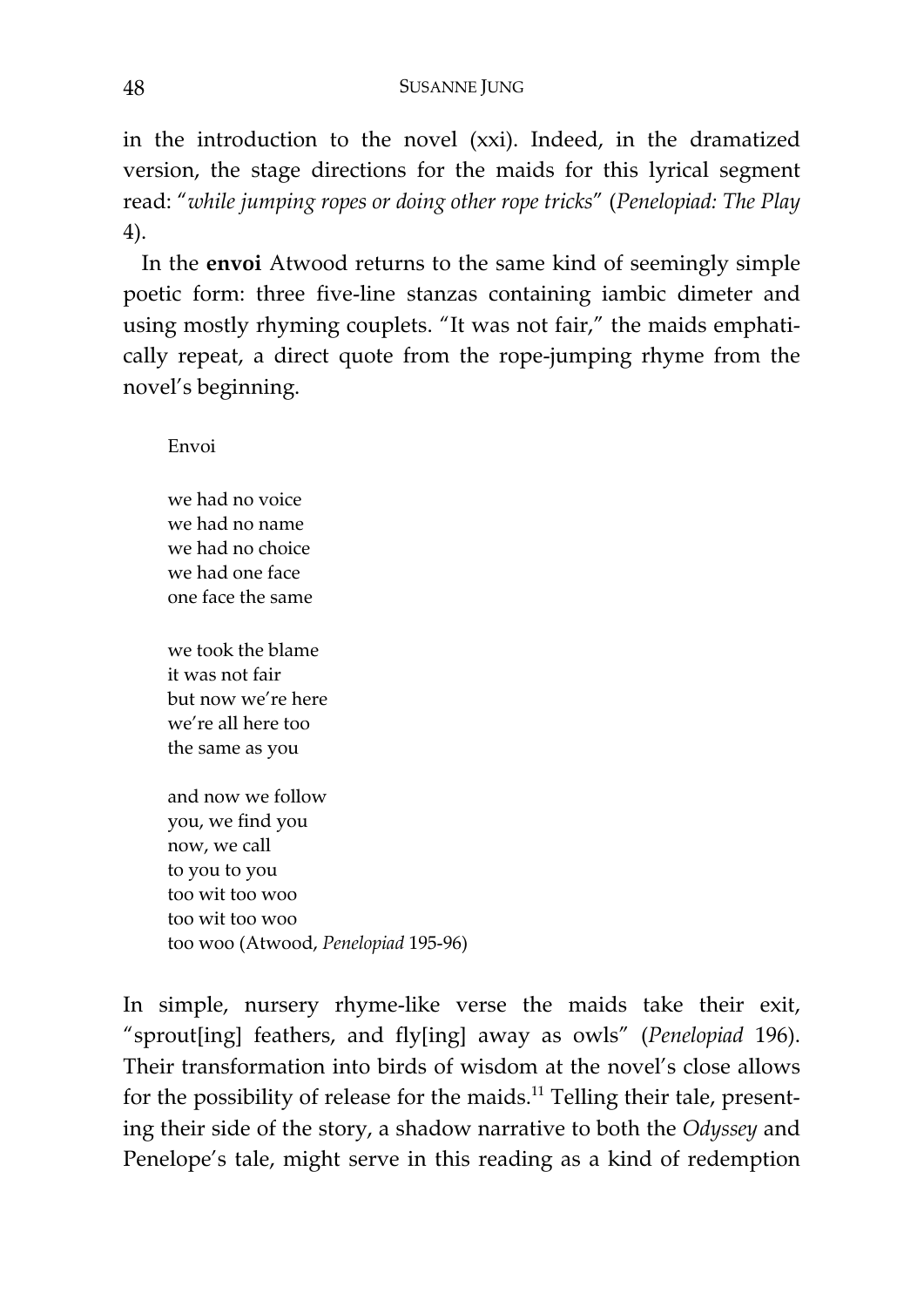in the introduction to the novel (xxi). Indeed, in the dramatized version, the stage directions for the maids for this lyrical segment read: "*while jumping ropes or doing other rope tricks*" (*Penelopiad: The Play* 4).

In the **envoi** Atwood returns to the same kind of seemingly simple poetic form: three five-line stanzas containing iambic dimeter and using mostly rhyming couplets. "It was not fair," the maids emphatically repeat, a direct quote from the rope-jumping rhyme from the novel's beginning.

> Envoi
>
> we had no voice  
> we had no name  
> we had no choice  
> we had one face  
> one face the same
>
> we took the blame  
> it was not fair  
> but now we're here  
> we're all here too  
> the same as you
>
> and now we follow  
> you, we find you  
> now, we call  
> to you to you  
> too wit too woo  
> too wit too woo  
> too woo (Atwood, *Penelopiad* 195-96)

In simple, nursery rhyme-like verse the maids take their exit, "sprout[ing] feathers, and fly[ing] away as owls" (*Penelopiad* 196). Their transformation into birds of wisdom at the novel's close allows for the possibility of release for the maids.[11] Telling their tale, presenting their side of the story, a shadow narrative to both the *Odyssey* and Penelope's tale, might serve in this reading as a kind of redemption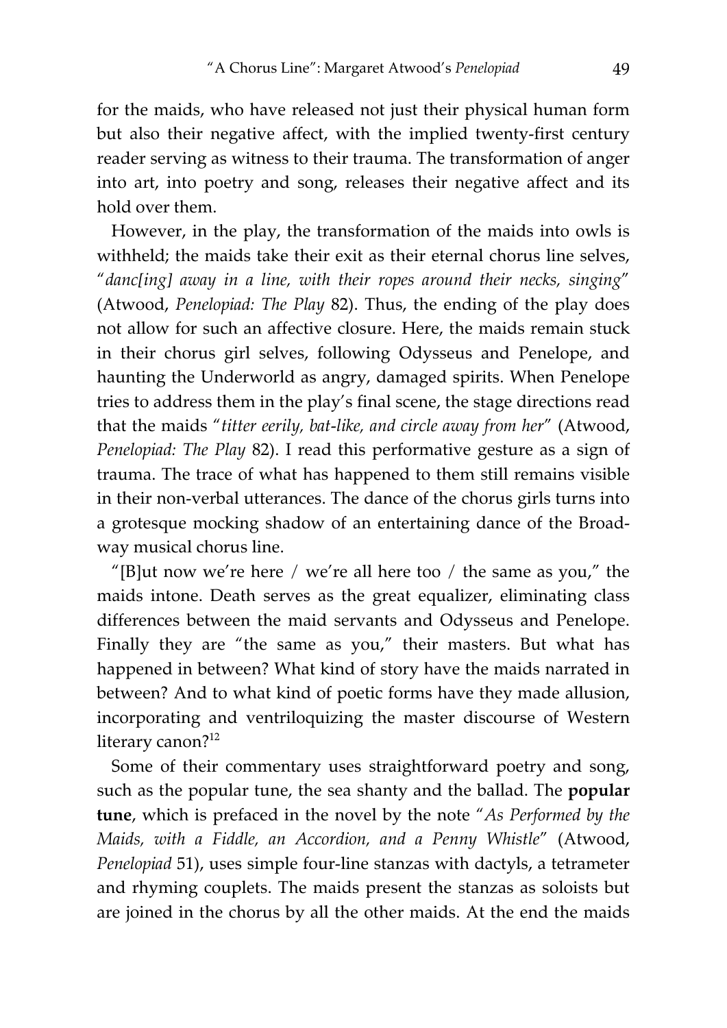for the maids, who have released not just their physical human form but also their negative affect, with the implied twenty-first century reader serving as witness to their trauma. The transformation of anger into art, into poetry and song, releases their negative affect and its hold over them.

However, in the play, the transformation of the maids into owls is withheld; the maids take their exit as their eternal chorus line selves, "*danc[ing] away in a line, with their ropes around their necks, singing*" (Atwood, *Penelopiad: The Play* 82). Thus, the ending of the play does not allow for such an affective closure. Here, the maids remain stuck in their chorus girl selves, following Odysseus and Penelope, and haunting the Underworld as angry, damaged spirits. When Penelope tries to address them in the play's final scene, the stage directions read that the maids "*titter eerily, bat-like, and circle away from her*" (Atwood, *Penelopiad: The Play* 82). I read this performative gesture as a sign of trauma. The trace of what has happened to them still remains visible in their non-verbal utterances. The dance of the chorus girls turns into a grotesque mocking shadow of an entertaining dance of the Broadway musical chorus line.

"[B]ut now we're here / we're all here too / the same as you," the maids intone. Death serves as the great equalizer, eliminating class differences between the maid servants and Odysseus and Penelope. Finally they are "the same as you," their masters. But what has happened in between? What kind of story have the maids narrated in between? And to what kind of poetic forms have they made allusion, incorporating and ventriloquizing the master discourse of Western literary canon?[12]

Some of their commentary uses straightforward poetry and song, such as the popular tune, the sea shanty and the ballad. The **popular tune**, which is prefaced in the novel by the note "*As Performed by the Maids, with a Fiddle, an Accordion, and a Penny Whistle*" (Atwood, *Penelopiad* 51), uses simple four-line stanzas with dactyls, a tetrameter and rhyming couplets. The maids present the stanzas as soloists but are joined in the chorus by all the other maids. At the end the maids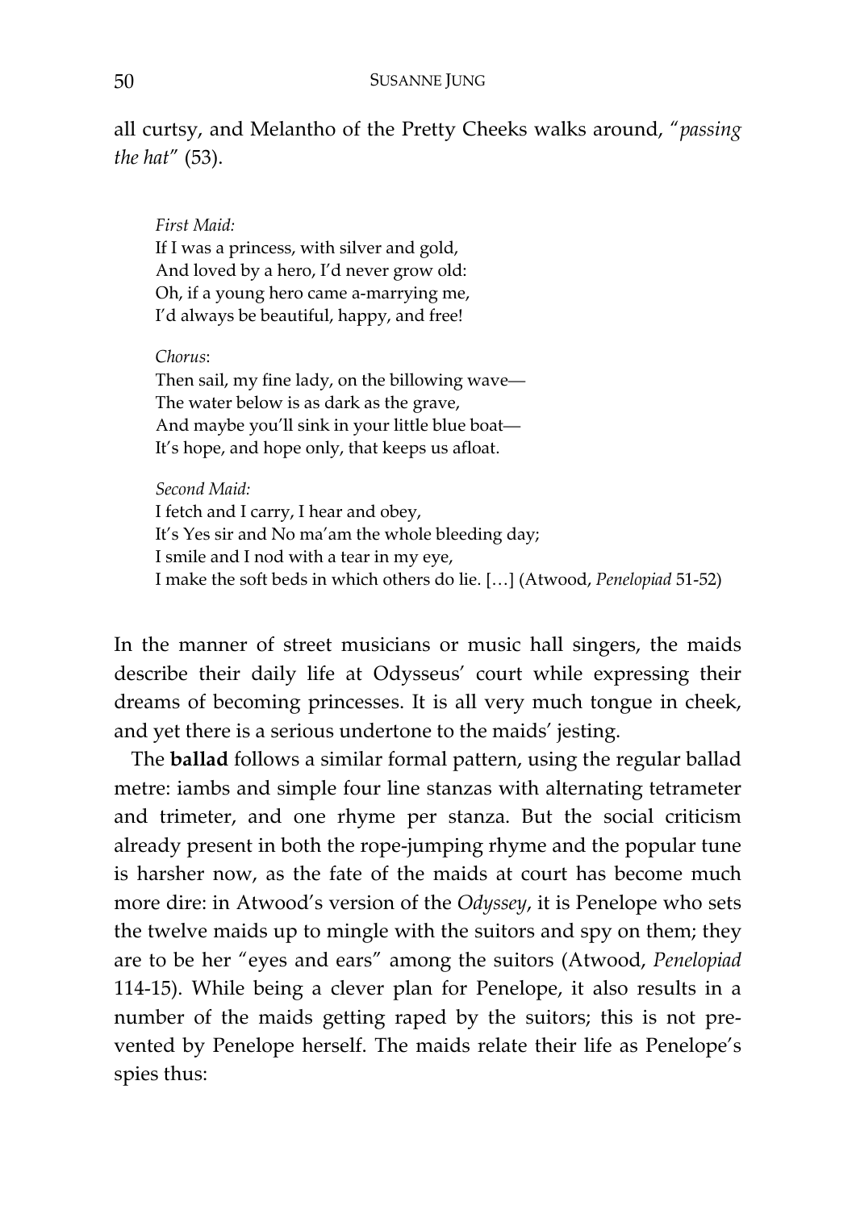all curtsy, and Melantho of the Pretty Cheeks walks around, "*passing the hat*" (53).

> *First Maid:*
> If I was a princess, with silver and gold,
> And loved by a hero, I'd never grow old:
> Oh, if a young hero came a-marrying me,
> I'd always be beautiful, happy, and free!
>
> *Chorus*:
> Then sail, my fine lady, on the billowing wave—
> The water below is as dark as the grave,
> And maybe you'll sink in your little blue boat—
> It's hope, and hope only, that keeps us afloat.
>
> *Second Maid:*
> I fetch and I carry, I hear and obey,
> It's Yes sir and No ma'am the whole bleeding day;
> I smile and I nod with a tear in my eye,
> I make the soft beds in which others do lie. […] (Atwood, *Penelopiad* 51-52)

In the manner of street musicians or music hall singers, the maids describe their daily life at Odysseus' court while expressing their dreams of becoming princesses. It is all very much tongue in cheek, and yet there is a serious undertone to the maids' jesting.

The **ballad** follows a similar formal pattern, using the regular ballad metre: iambs and simple four line stanzas with alternating tetrameter and trimeter, and one rhyme per stanza. But the social criticism already present in both the rope-jumping rhyme and the popular tune is harsher now, as the fate of the maids at court has become much more dire: in Atwood's version of the *Odyssey*, it is Penelope who sets the twelve maids up to mingle with the suitors and spy on them; they are to be her "eyes and ears" among the suitors (Atwood, *Penelopiad* 114-15). While being a clever plan for Penelope, it also results in a number of the maids getting raped by the suitors; this is not prevented by Penelope herself. The maids relate their life as Penelope's spies thus: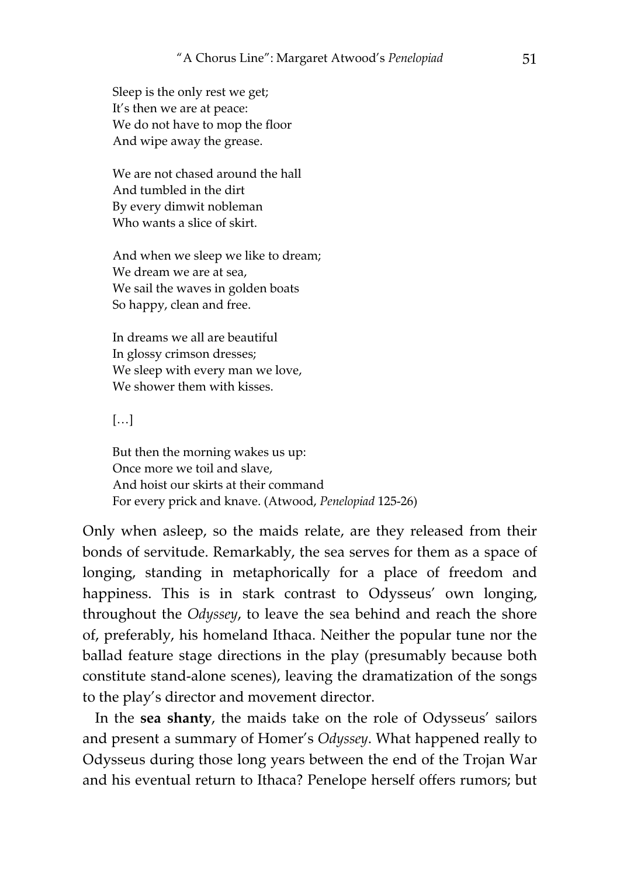> Sleep is the only rest we get;
> It's then we are at peace:
> We do not have to mop the floor
> And wipe away the grease.
>
> We are not chased around the hall
> And tumbled in the dirt
> By every dimwit nobleman
> Who wants a slice of skirt.
>
> And when we sleep we like to dream;
> We dream we are at sea,
> We sail the waves in golden boats
> So happy, clean and free.
>
> In dreams we all are beautiful
> In glossy crimson dresses;
> We sleep with every man we love,
> We shower them with kisses.
>
> […]
>
> But then the morning wakes us up:
> Once more we toil and slave,
> And hoist our skirts at their command
> For every prick and knave. (Atwood, *Penelopiad* 125-26)

Only when asleep, so the maids relate, are they released from their bonds of servitude. Remarkably, the sea serves for them as a space of longing, standing in metaphorically for a place of freedom and happiness. This is in stark contrast to Odysseus' own longing, throughout the *Odyssey*, to leave the sea behind and reach the shore of, preferably, his homeland Ithaca. Neither the popular tune nor the ballad feature stage directions in the play (presumably because both constitute stand-alone scenes), leaving the dramatization of the songs to the play's director and movement director.

In the **sea shanty**, the maids take on the role of Odysseus' sailors and present a summary of Homer's *Odyssey*. What happened really to Odysseus during those long years between the end of the Trojan War and his eventual return to Ithaca? Penelope herself offers rumors; but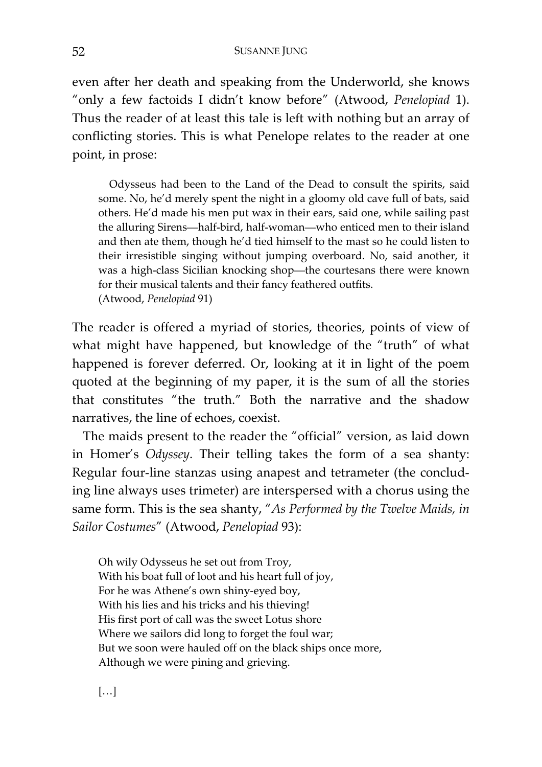even after her death and speaking from the Underworld, she knows "only a few factoids I didn't know before" (Atwood, *Penelopiad* 1). Thus the reader of at least this tale is left with nothing but an array of conflicting stories. This is what Penelope relates to the reader at one point, in prose:

> Odysseus had been to the Land of the Dead to consult the spirits, said some. No, he'd merely spent the night in a gloomy old cave full of bats, said others. He'd made his men put wax in their ears, said one, while sailing past the alluring Sirens—half-bird, half-woman—who enticed men to their island and then ate them, though he'd tied himself to the mast so he could listen to their irresistible singing without jumping overboard. No, said another, it was a high-class Sicilian knocking shop—the courtesans there were known for their musical talents and their fancy feathered outfits.
> (Atwood, *Penelopiad* 91)

The reader is offered a myriad of stories, theories, points of view of what might have happened, but knowledge of the "truth" of what happened is forever deferred. Or, looking at it in light of the poem quoted at the beginning of my paper, it is the sum of all the stories that constitutes "the truth." Both the narrative and the shadow narratives, the line of echoes, coexist.

The maids present to the reader the "official" version, as laid down in Homer's *Odyssey*. Their telling takes the form of a sea shanty: Regular four-line stanzas using anapest and tetrameter (the concluding line always uses trimeter) are interspersed with a chorus using the same form. This is the sea shanty, "*As Performed by the Twelve Maids, in Sailor Costumes*" (Atwood, *Penelopiad* 93):

> Oh wily Odysseus he set out from Troy,
> With his boat full of loot and his heart full of joy,
> For he was Athene's own shiny-eyed boy,
> With his lies and his tricks and his thieving!
> His first port of call was the sweet Lotus shore
> Where we sailors did long to forget the foul war;
> But we soon were hauled off on the black ships once more,
> Although we were pining and grieving.
>
> […]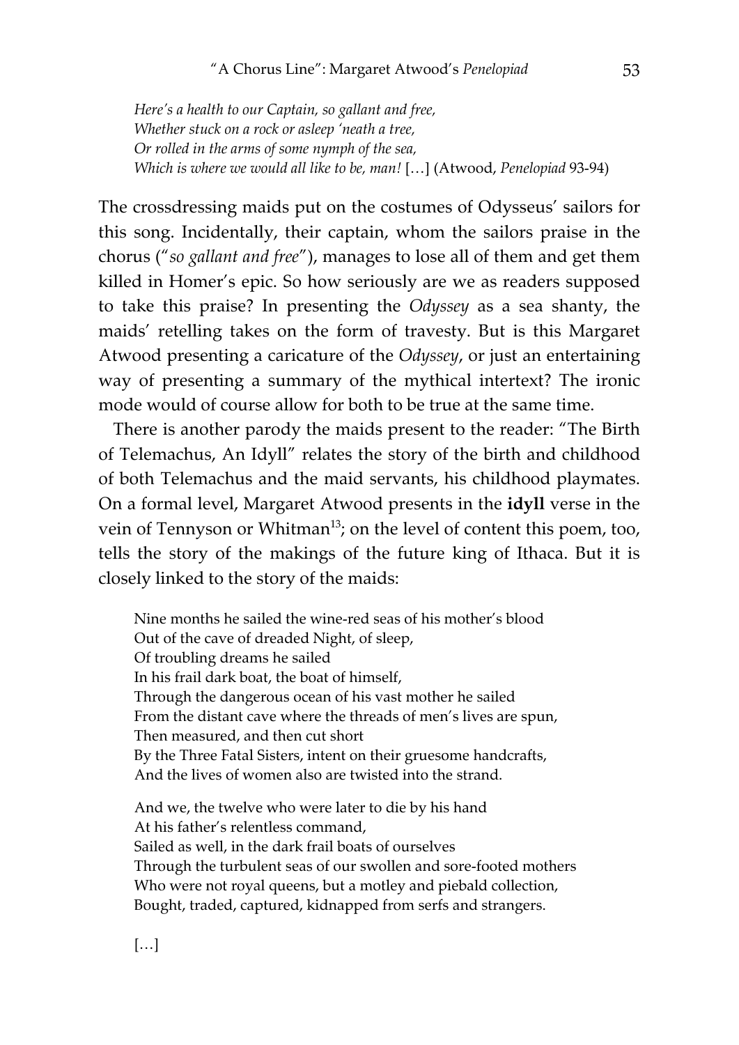*Here's a health to our Captain, so gallant and free,*
*Whether stuck on a rock or asleep 'neath a tree,*
*Or rolled in the arms of some nymph of the sea,*
*Which is where we would all like to be, man!* […] (Atwood, *Penelopiad* 93-94)

The crossdressing maids put on the costumes of Odysseus' sailors for this song. Incidentally, their captain, whom the sailors praise in the chorus ("*so gallant and free*"), manages to lose all of them and get them killed in Homer's epic. So how seriously are we as readers supposed to take this praise? In presenting the *Odyssey* as a sea shanty, the maids' retelling takes on the form of travesty. But is this Margaret Atwood presenting a caricature of the *Odyssey*, or just an entertaining way of presenting a summary of the mythical intertext? The ironic mode would of course allow for both to be true at the same time.

There is another parody the maids present to the reader: "The Birth of Telemachus, An Idyll" relates the story of the birth and childhood of both Telemachus and the maid servants, his childhood playmates. On a formal level, Margaret Atwood presents in the **idyll** verse in the vein of Tennyson or Whitman[13]; on the level of content this poem, too, tells the story of the makings of the future king of Ithaca. But it is closely linked to the story of the maids:

> Nine months he sailed the wine-red seas of his mother's blood
> Out of the cave of dreaded Night, of sleep,
> Of troubling dreams he sailed
> In his frail dark boat, the boat of himself,
> Through the dangerous ocean of his vast mother he sailed
> From the distant cave where the threads of men's lives are spun,
> Then measured, and then cut short
> By the Three Fatal Sisters, intent on their gruesome handcrafts,
> And the lives of women also are twisted into the strand.
>
> And we, the twelve who were later to die by his hand
> At his father's relentless command,
> Sailed as well, in the dark frail boats of ourselves
> Through the turbulent seas of our swollen and sore-footed mothers
> Who were not royal queens, but a motley and piebald collection,
> Bought, traded, captured, kidnapped from serfs and strangers.
>
> […]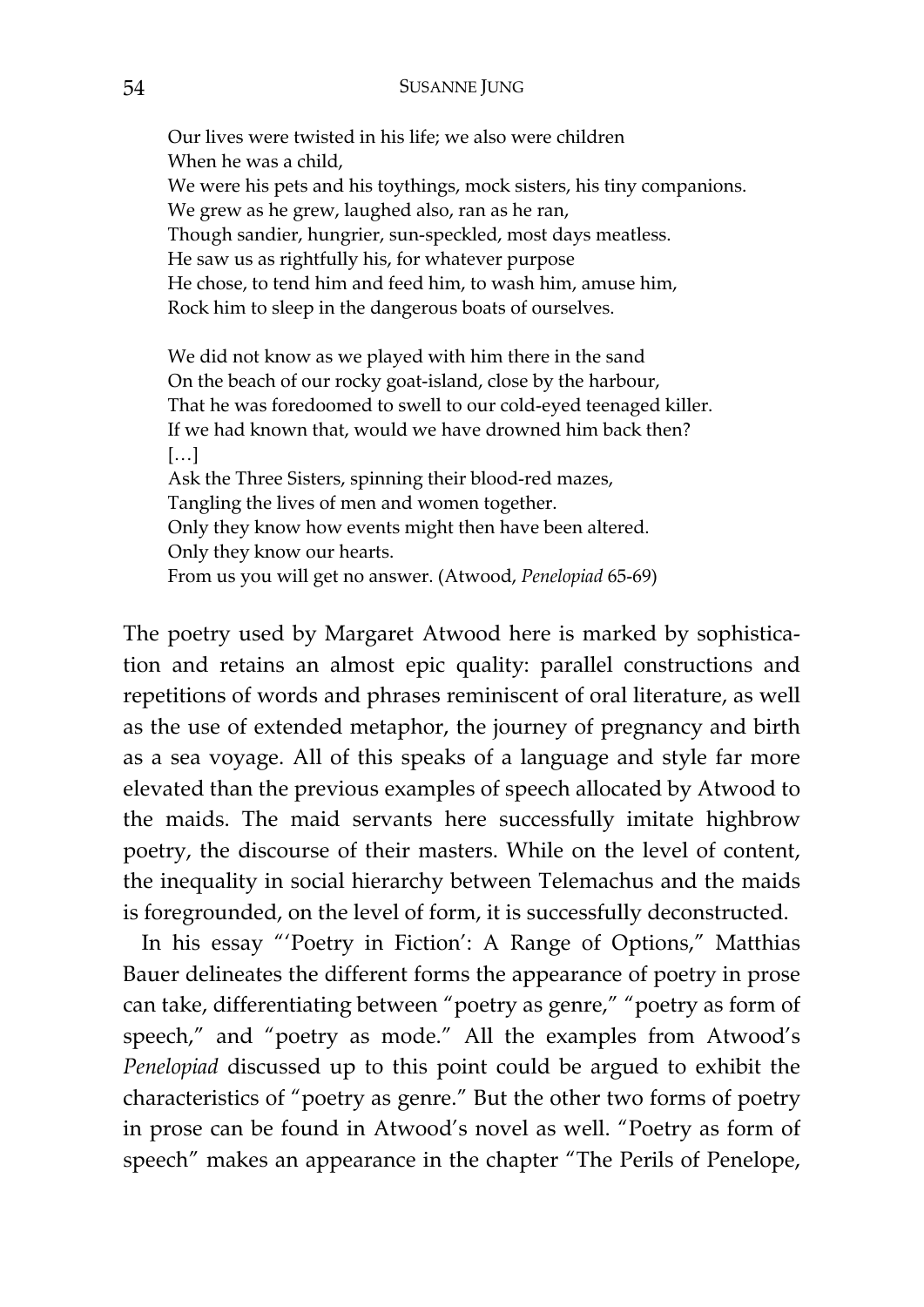> Our lives were twisted in his life; we also were children
> When he was a child,
> We were his pets and his toythings, mock sisters, his tiny companions.
> We grew as he grew, laughed also, ran as he ran,
> Though sandier, hungrier, sun-speckled, most days meatless.
> He saw us as rightfully his, for whatever purpose
> He chose, to tend him and feed him, to wash him, amuse him,
> Rock him to sleep in the dangerous boats of ourselves.
>
> We did not know as we played with him there in the sand
> On the beach of our rocky goat-island, close by the harbour,
> That he was foredoomed to swell to our cold-eyed teenaged killer.
> If we had known that, would we have drowned him back then?
> […]
> Ask the Three Sisters, spinning their blood-red mazes,
> Tangling the lives of men and women together.
> Only they know how events might then have been altered.
> Only they know our hearts.
> From us you will get no answer. (Atwood, *Penelopiad* 65-69)

The poetry used by Margaret Atwood here is marked by sophistication and retains an almost epic quality: parallel constructions and repetitions of words and phrases reminiscent of oral literature, as well as the use of extended metaphor, the journey of pregnancy and birth as a sea voyage. All of this speaks of a language and style far more elevated than the previous examples of speech allocated by Atwood to the maids. The maid servants here successfully imitate highbrow poetry, the discourse of their masters. While on the level of content, the inequality in social hierarchy between Telemachus and the maids is foregrounded, on the level of form, it is successfully deconstructed.

In his essay "'Poetry in Fiction': A Range of Options," Matthias Bauer delineates the different forms the appearance of poetry in prose can take, differentiating between "poetry as genre," "poetry as form of speech," and "poetry as mode." All the examples from Atwood's *Penelopiad* discussed up to this point could be argued to exhibit the characteristics of "poetry as genre." But the other two forms of poetry in prose can be found in Atwood's novel as well. "Poetry as form of speech" makes an appearance in the chapter "The Perils of Penelope,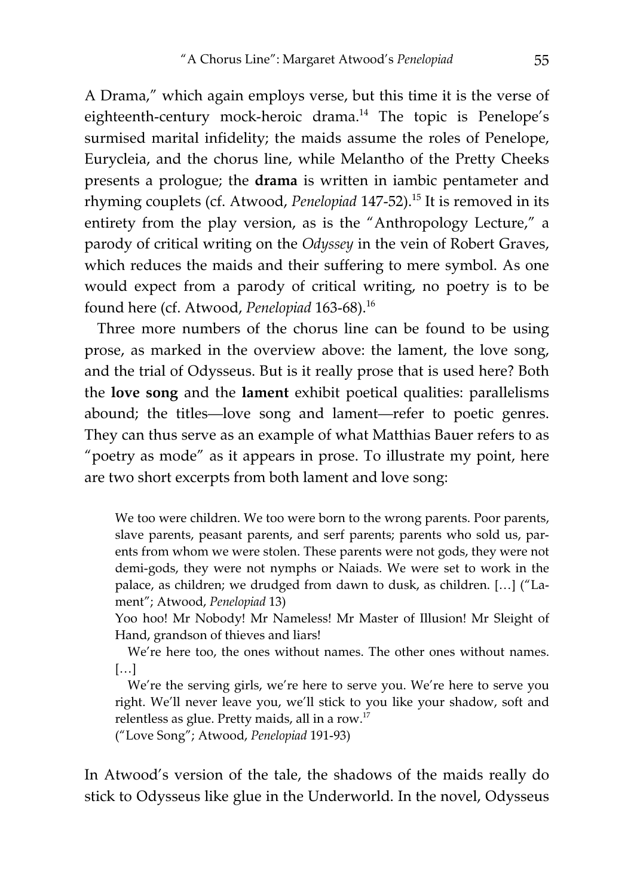A Drama," which again employs verse, but this time it is the verse of eighteenth-century mock-heroic drama.[14] The topic is Penelope's surmised marital infidelity; the maids assume the roles of Penelope, Eurycleia, and the chorus line, while Melantho of the Pretty Cheeks presents a prologue; the **drama** is written in iambic pentameter and rhyming couplets (cf. Atwood, *Penelopiad* 147-52).[15] It is removed in its entirety from the play version, as is the "Anthropology Lecture," a parody of critical writing on the *Odyssey* in the vein of Robert Graves, which reduces the maids and their suffering to mere symbol. As one would expect from a parody of critical writing, no poetry is to be found here (cf. Atwood, *Penelopiad* 163-68).[16]

Three more numbers of the chorus line can be found to be using prose, as marked in the overview above: the lament, the love song, and the trial of Odysseus. But is it really prose that is used here? Both the **love song** and the **lament** exhibit poetical qualities: parallelisms abound; the titles—love song and lament—refer to poetic genres. They can thus serve as an example of what Matthias Bauer refers to as "poetry as mode" as it appears in prose. To illustrate my point, here are two short excerpts from both lament and love song:

> We too were children. We too were born to the wrong parents. Poor parents, slave parents, peasant parents, and serf parents; parents who sold us, parents from whom we were stolen. These parents were not gods, they were not demi-gods, they were not nymphs or Naiads. We were set to work in the palace, as children; we drudged from dawn to dusk, as children. […] ("Lament"; Atwood, *Penelopiad* 13)
>
> Yoo hoo! Mr Nobody! Mr Nameless! Mr Master of Illusion! Mr Sleight of Hand, grandson of thieves and liars!
>
> We're here too, the ones without names. The other ones without names. […]
>
> We're the serving girls, we're here to serve you. We're here to serve you right. We'll never leave you, we'll stick to you like your shadow, soft and relentless as glue. Pretty maids, all in a row.[17]
>
> ("Love Song"; Atwood, *Penelopiad* 191-93)

In Atwood's version of the tale, the shadows of the maids really do stick to Odysseus like glue in the Underworld. In the novel, Odysseus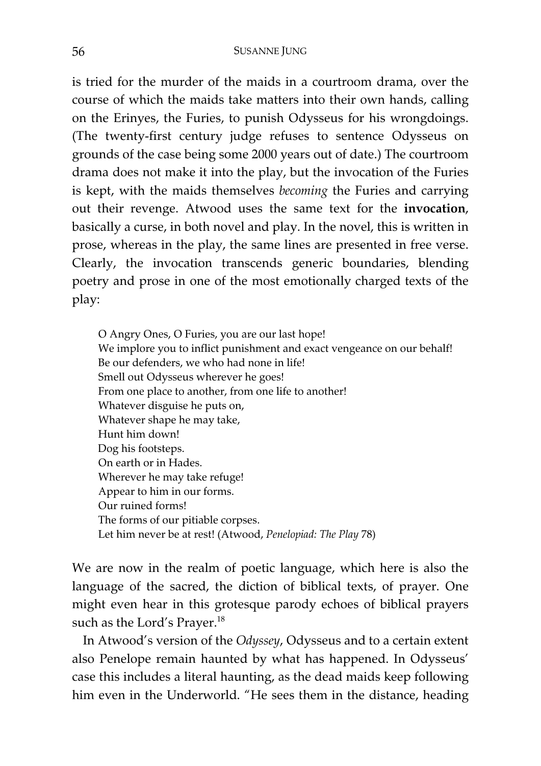is tried for the murder of the maids in a courtroom drama, over the course of which the maids take matters into their own hands, calling on the Erinyes, the Furies, to punish Odysseus for his wrongdoings. (The twenty-first century judge refuses to sentence Odysseus on grounds of the case being some 2000 years out of date.) The courtroom drama does not make it into the play, but the invocation of the Furies is kept, with the maids themselves *becoming* the Furies and carrying out their revenge. Atwood uses the same text for the **invocation**, basically a curse, in both novel and play. In the novel, this is written in prose, whereas in the play, the same lines are presented in free verse. Clearly, the invocation transcends generic boundaries, blending poetry and prose in one of the most emotionally charged texts of the play:

> O Angry Ones, O Furies, you are our last hope!
> We implore you to inflict punishment and exact vengeance on our behalf!
> Be our defenders, we who had none in life!
> Smell out Odysseus wherever he goes!
> From one place to another, from one life to another!
> Whatever disguise he puts on,
> Whatever shape he may take,
> Hunt him down!
> Dog his footsteps.
> On earth or in Hades.
> Wherever he may take refuge!
> Appear to him in our forms.
> Our ruined forms!
> The forms of our pitiable corpses.
> Let him never be at rest! (Atwood, *Penelopiad: The Play* 78)

We are now in the realm of poetic language, which here is also the language of the sacred, the diction of biblical texts, of prayer. One might even hear in this grotesque parody echoes of biblical prayers such as the Lord's Prayer.[18]

In Atwood's version of the *Odyssey*, Odysseus and to a certain extent also Penelope remain haunted by what has happened. In Odysseus' case this includes a literal haunting, as the dead maids keep following him even in the Underworld. "He sees them in the distance, heading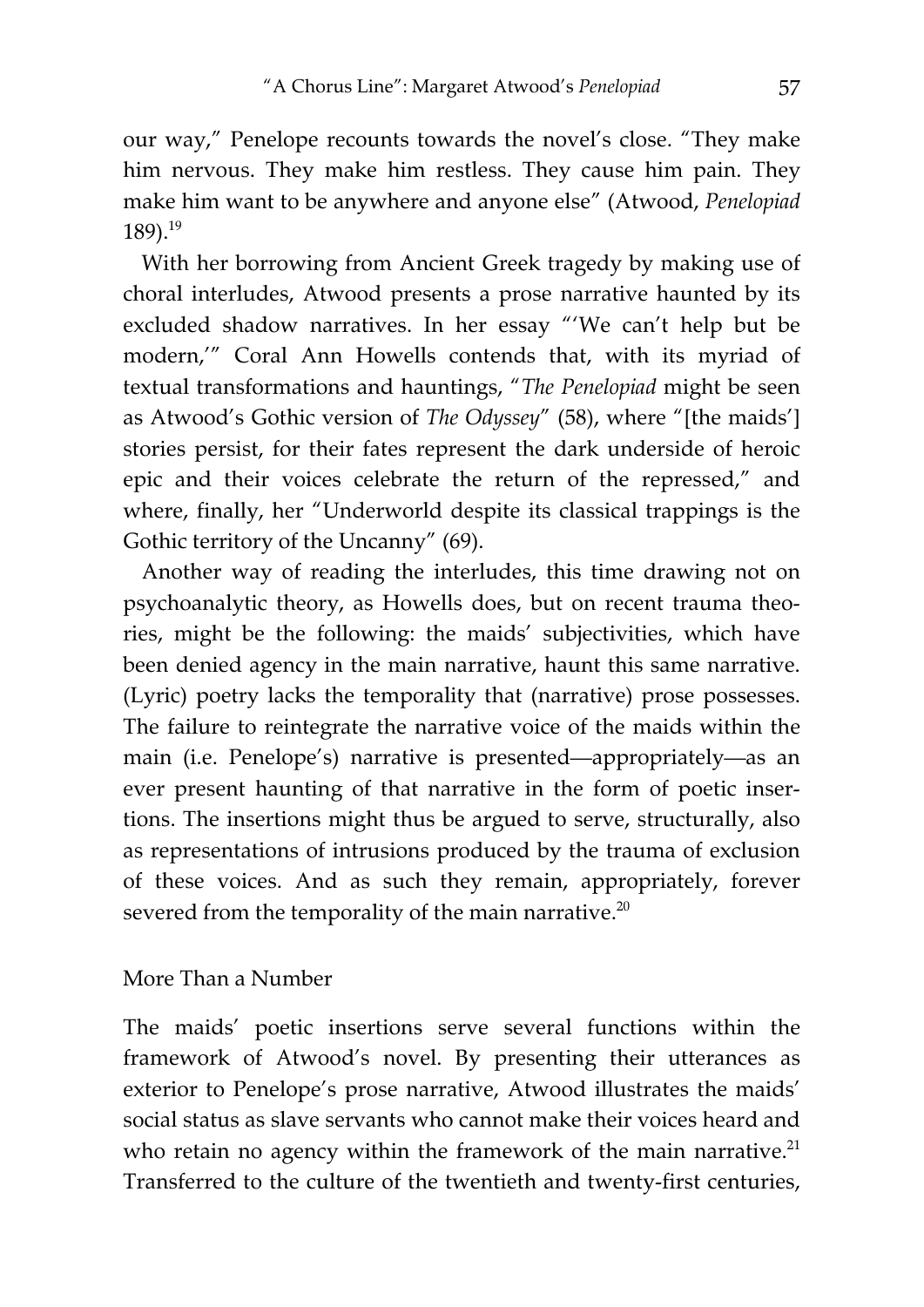our way," Penelope recounts towards the novel's close. "They make him nervous. They make him restless. They cause him pain. They make him want to be anywhere and anyone else" (Atwood, *Penelopiad* 189).[19]

With her borrowing from Ancient Greek tragedy by making use of choral interludes, Atwood presents a prose narrative haunted by its excluded shadow narratives. In her essay "'We can't help but be modern,'" Coral Ann Howells contends that, with its myriad of textual transformations and hauntings, "*The Penelopiad* might be seen as Atwood's Gothic version of *The Odyssey*" (58), where "[the maids'] stories persist, for their fates represent the dark underside of heroic epic and their voices celebrate the return of the repressed," and where, finally, her "Underworld despite its classical trappings is the Gothic territory of the Uncanny" (69).

Another way of reading the interludes, this time drawing not on psychoanalytic theory, as Howells does, but on recent trauma theories, might be the following: the maids' subjectivities, which have been denied agency in the main narrative, haunt this same narrative. (Lyric) poetry lacks the temporality that (narrative) prose possesses. The failure to reintegrate the narrative voice of the maids within the main (i.e. Penelope's) narrative is presented—appropriately—as an ever present haunting of that narrative in the form of poetic insertions. The insertions might thus be argued to serve, structurally, also as representations of intrusions produced by the trauma of exclusion of these voices. And as such they remain, appropriately, forever severed from the temporality of the main narrative.[20]

## More Than a Number

The maids' poetic insertions serve several functions within the framework of Atwood's novel. By presenting their utterances as exterior to Penelope's prose narrative, Atwood illustrates the maids' social status as slave servants who cannot make their voices heard and who retain no agency within the framework of the main narrative.[21] Transferred to the culture of the twentieth and twenty-first centuries,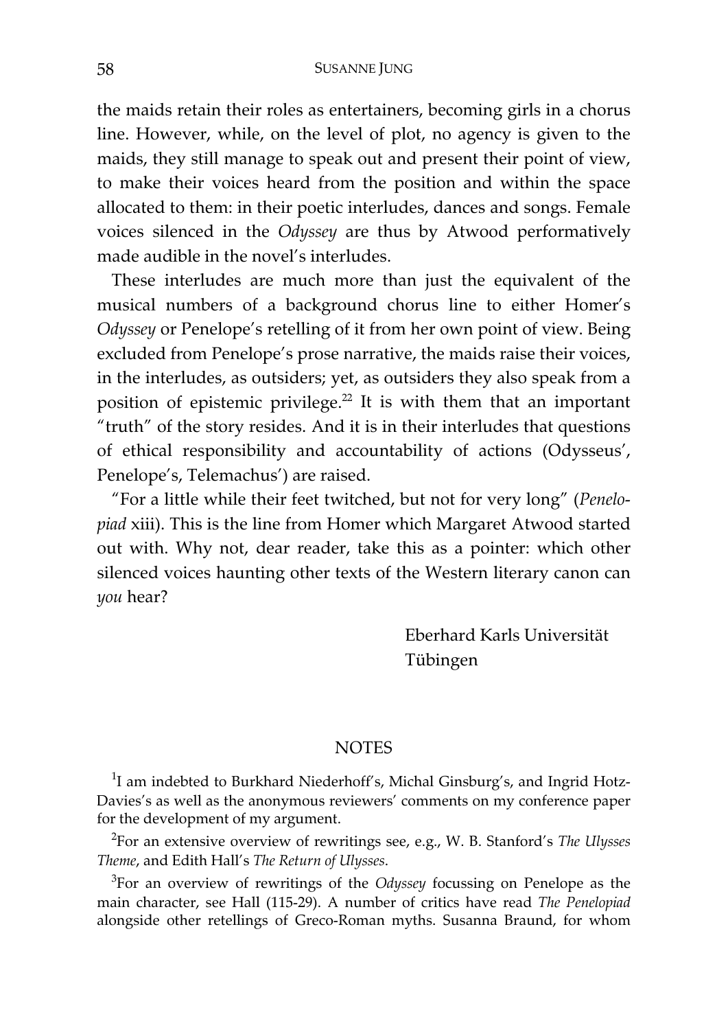the maids retain their roles as entertainers, becoming girls in a chorus line. However, while, on the level of plot, no agency is given to the maids, they still manage to speak out and present their point of view, to make their voices heard from the position and within the space allocated to them: in their poetic interludes, dances and songs. Female voices silenced in the *Odyssey* are thus by Atwood performatively made audible in the novel's interludes.

These interludes are much more than just the equivalent of the musical numbers of a background chorus line to either Homer's *Odyssey* or Penelope's retelling of it from her own point of view. Being excluded from Penelope's prose narrative, the maids raise their voices, in the interludes, as outsiders; yet, as outsiders they also speak from a position of epistemic privilege.[22] It is with them that an important "truth" of the story resides. And it is in their interludes that questions of ethical responsibility and accountability of actions (Odysseus', Penelope's, Telemachus') are raised.

"For a little while their feet twitched, but not for very long" (*Penelopiad* xiii). This is the line from Homer which Margaret Atwood started out with. Why not, dear reader, take this as a pointer: which other silenced voices haunting other texts of the Western literary canon can *you* hear?

Eberhard Karls Universität
Tübingen

## NOTES

[1]I am indebted to Burkhard Niederhoff's, Michal Ginsburg's, and Ingrid Hotz-Davies's as well as the anonymous reviewers' comments on my conference paper for the development of my argument.

[2]For an extensive overview of rewritings see, e.g., W. B. Stanford's *The Ulysses Theme*, and Edith Hall's *The Return of Ulysses*.

[3]For an overview of rewritings of the *Odyssey* focussing on Penelope as the main character, see Hall (115-29). A number of critics have read *The Penelopiad* alongside other retellings of Greco-Roman myths. Susanna Braund, for whom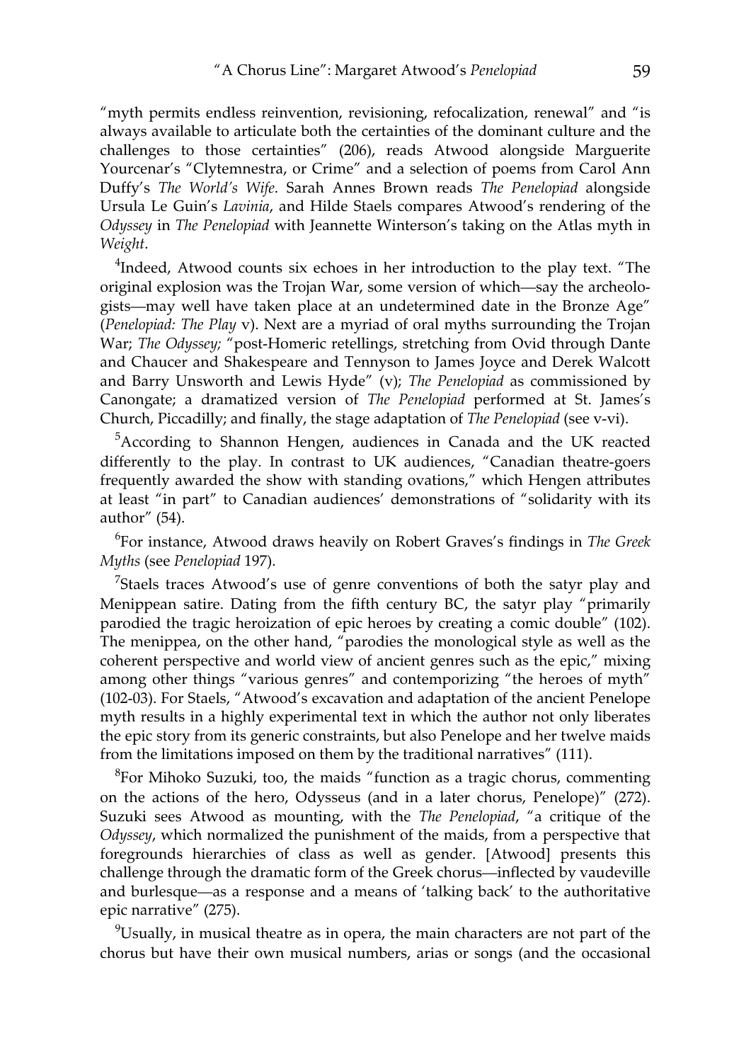"myth permits endless reinvention, revisioning, refocalization, renewal" and "is always available to articulate both the certainties of the dominant culture and the challenges to those certainties" (206), reads Atwood alongside Marguerite Yourcenar's "Clytemnestra, or Crime" and a selection of poems from Carol Ann Duffy's *The World's Wife*. Sarah Annes Brown reads *The Penelopiad* alongside Ursula Le Guin's *Lavinia*, and Hilde Staels compares Atwood's rendering of the *Odyssey* in *The Penelopiad* with Jeannette Winterson's taking on the Atlas myth in *Weight*.

[4]Indeed, Atwood counts six echoes in her introduction to the play text. "The original explosion was the Trojan War, some version of which—say the archeologists—may well have taken place at an undetermined date in the Bronze Age" (*Penelopiad: The Play* v). Next are a myriad of oral myths surrounding the Trojan War; *The Odyssey;* "post-Homeric retellings, stretching from Ovid through Dante and Chaucer and Shakespeare and Tennyson to James Joyce and Derek Walcott and Barry Unsworth and Lewis Hyde" (v); *The Penelopiad* as commissioned by Canongate; a dramatized version of *The Penelopiad* performed at St. James's Church, Piccadilly; and finally, the stage adaptation of *The Penelopiad* (see v-vi).

[5]According to Shannon Hengen, audiences in Canada and the UK reacted differently to the play. In contrast to UK audiences, "Canadian theatre-goers frequently awarded the show with standing ovations," which Hengen attributes at least "in part" to Canadian audiences' demonstrations of "solidarity with its author" (54).

[6]For instance, Atwood draws heavily on Robert Graves's findings in *The Greek Myths* (see *Penelopiad* 197).

[7]Staels traces Atwood's use of genre conventions of both the satyr play and Menippean satire. Dating from the fifth century BC, the satyr play "primarily parodied the tragic heroization of epic heroes by creating a comic double" (102). The menippea, on the other hand, "parodies the monological style as well as the coherent perspective and world view of ancient genres such as the epic," mixing among other things "various genres" and contemporizing "the heroes of myth" (102-03). For Staels, "Atwood's excavation and adaptation of the ancient Penelope myth results in a highly experimental text in which the author not only liberates the epic story from its generic constraints, but also Penelope and her twelve maids from the limitations imposed on them by the traditional narratives" (111).

[8]For Mihoko Suzuki, too, the maids "function as a tragic chorus, commenting on the actions of the hero, Odysseus (and in a later chorus, Penelope)" (272). Suzuki sees Atwood as mounting, with the *The Penelopiad*, "a critique of the *Odyssey*, which normalized the punishment of the maids, from a perspective that foregrounds hierarchies of class as well as gender. [Atwood] presents this challenge through the dramatic form of the Greek chorus—inflected by vaudeville and burlesque—as a response and a means of 'talking back' to the authoritative epic narrative" (275).

[9]Usually, in musical theatre as in opera, the main characters are not part of the chorus but have their own musical numbers, arias or songs (and the occasional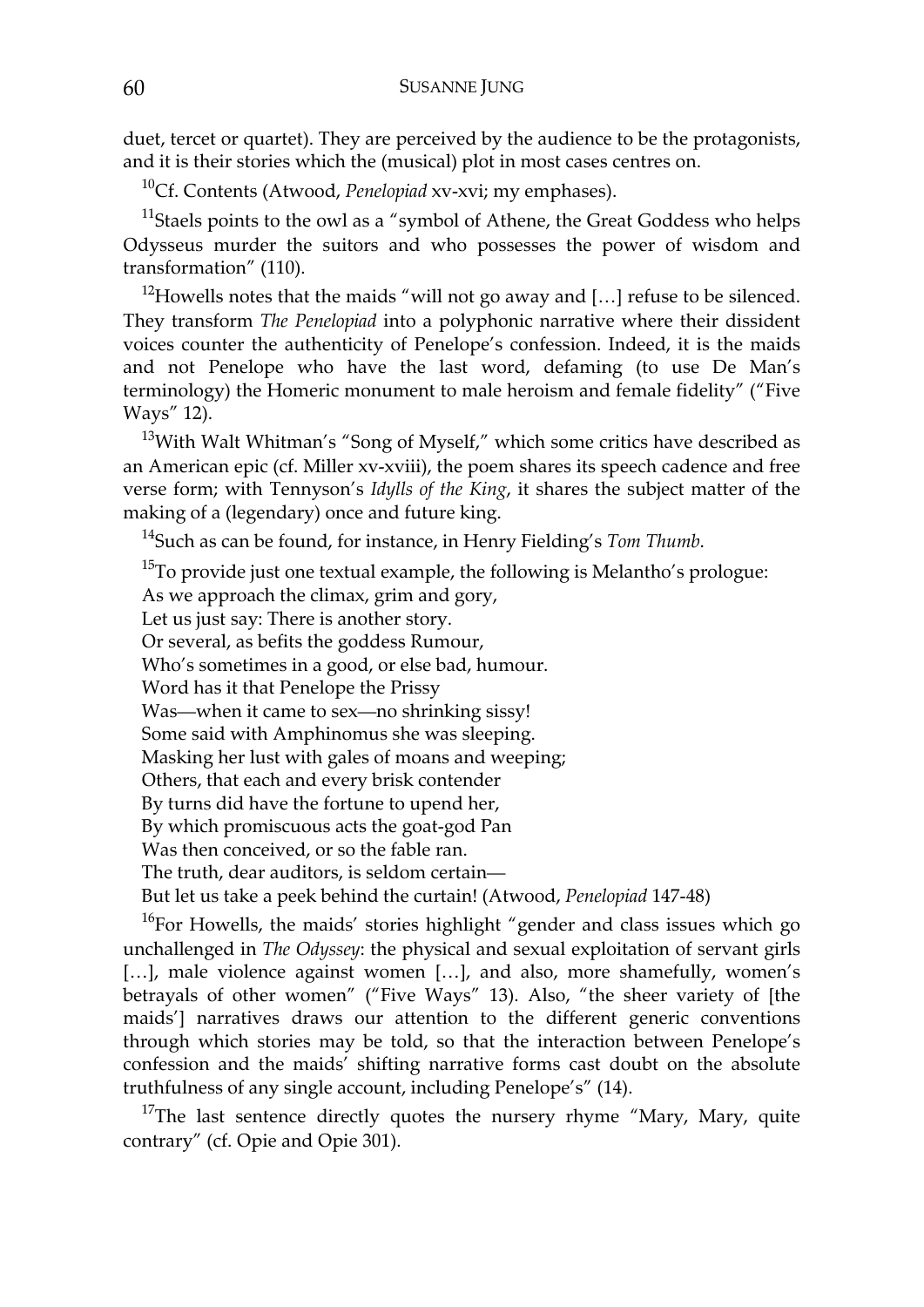duet, tercet or quartet). They are perceived by the audience to be the protagonists, and it is their stories which the (musical) plot in most cases centres on.

[10]Cf. Contents (Atwood, *Penelopiad* xv-xvi; my emphases).

[11]Staels points to the owl as a "symbol of Athene, the Great Goddess who helps Odysseus murder the suitors and who possesses the power of wisdom and transformation" (110).

[12]Howells notes that the maids "will not go away and […] refuse to be silenced. They transform *The Penelopiad* into a polyphonic narrative where their dissident voices counter the authenticity of Penelope's confession. Indeed, it is the maids and not Penelope who have the last word, defaming (to use De Man's terminology) the Homeric monument to male heroism and female fidelity" ("Five Ways" 12).

[13]With Walt Whitman's "Song of Myself," which some critics have described as an American epic (cf. Miller xv-xviii), the poem shares its speech cadence and free verse form; with Tennyson's *Idylls of the King*, it shares the subject matter of the making of a (legendary) once and future king.

[14]Such as can be found, for instance, in Henry Fielding's *Tom Thumb*.

[15]To provide just one textual example, the following is Melantho's prologue:

As we approach the climax, grim and gory,  
Let us just say: There is another story.  
Or several, as befits the goddess Rumour,  
Who's sometimes in a good, or else bad, humour.  
Word has it that Penelope the Prissy  
Was—when it came to sex—no shrinking sissy!  
Some said with Amphinomus she was sleeping.  
Masking her lust with gales of moans and weeping;  
Others, that each and every brisk contender  
By turns did have the fortune to upend her,  
By which promiscuous acts the goat-god Pan  
Was then conceived, or so the fable ran.  
The truth, dear auditors, is seldom certain—  
But let us take a peek behind the curtain! (Atwood, *Penelopiad* 147-48)

[16]For Howells, the maids' stories highlight "gender and class issues which go unchallenged in *The Odyssey*: the physical and sexual exploitation of servant girls […], male violence against women […], and also, more shamefully, women's betrayals of other women" ("Five Ways" 13). Also, "the sheer variety of [the maids'] narratives draws our attention to the different generic conventions through which stories may be told, so that the interaction between Penelope's confession and the maids' shifting narrative forms cast doubt on the absolute truthfulness of any single account, including Penelope's" (14).

[17]The last sentence directly quotes the nursery rhyme "Mary, Mary, quite contrary" (cf. Opie and Opie 301).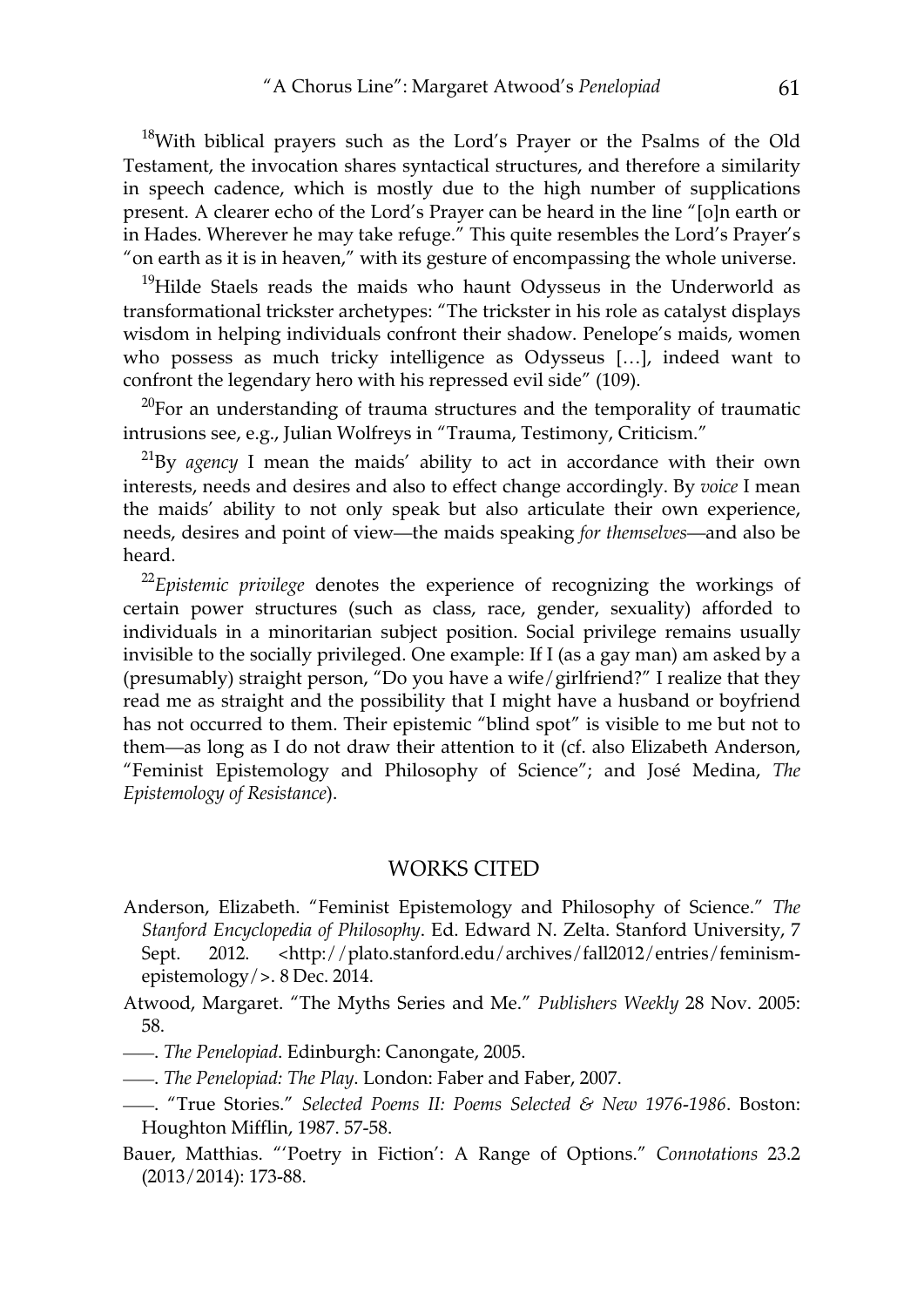[18]With biblical prayers such as the Lord's Prayer or the Psalms of the Old Testament, the invocation shares syntactical structures, and therefore a similarity in speech cadence, which is mostly due to the high number of supplications present. A clearer echo of the Lord's Prayer can be heard in the line "[o]n earth or in Hades. Wherever he may take refuge." This quite resembles the Lord's Prayer's "on earth as it is in heaven," with its gesture of encompassing the whole universe.

[19]Hilde Staels reads the maids who haunt Odysseus in the Underworld as transformational trickster archetypes: "The trickster in his role as catalyst displays wisdom in helping individuals confront their shadow. Penelope's maids, women who possess as much tricky intelligence as Odysseus […], indeed want to confront the legendary hero with his repressed evil side" (109).

[20]For an understanding of trauma structures and the temporality of traumatic intrusions see, e.g., Julian Wolfreys in "Trauma, Testimony, Criticism."

[21]By *agency* I mean the maids' ability to act in accordance with their own interests, needs and desires and also to effect change accordingly. By *voice* I mean the maids' ability to not only speak but also articulate their own experience, needs, desires and point of view—the maids speaking *for themselves*—and also be heard.

[22]*Epistemic privilege* denotes the experience of recognizing the workings of certain power structures (such as class, race, gender, sexuality) afforded to individuals in a minoritarian subject position. Social privilege remains usually invisible to the socially privileged. One example: If I (as a gay man) am asked by a (presumably) straight person, "Do you have a wife/girlfriend?" I realize that they read me as straight and the possibility that I might have a husband or boyfriend has not occurred to them. Their epistemic "blind spot" is visible to me but not to them—as long as I do not draw their attention to it (cf. also Elizabeth Anderson, "Feminist Epistemology and Philosophy of Science"; and José Medina, *The Epistemology of Resistance*).

## WORKS CITED

Anderson, Elizabeth. "Feminist Epistemology and Philosophy of Science." *The Stanford Encyclopedia of Philosophy*. Ed. Edward N. Zelta. Stanford University, 7 Sept. 2012. <http://plato.stanford.edu/archives/fall2012/entries/feminism-epistemology/>. 8 Dec. 2014.

Atwood, Margaret. "The Myths Series and Me." *Publishers Weekly* 28 Nov. 2005: 58.

——. *The Penelopiad*. Edinburgh: Canongate, 2005.

——. *The Penelopiad: The Play*. London: Faber and Faber, 2007.

——. "True Stories." *Selected Poems II: Poems Selected & New 1976-1986*. Boston: Houghton Mifflin, 1987. 57-58.

Bauer, Matthias. "'Poetry in Fiction': A Range of Options." *Connotations* 23.2 (2013/2014): 173-88.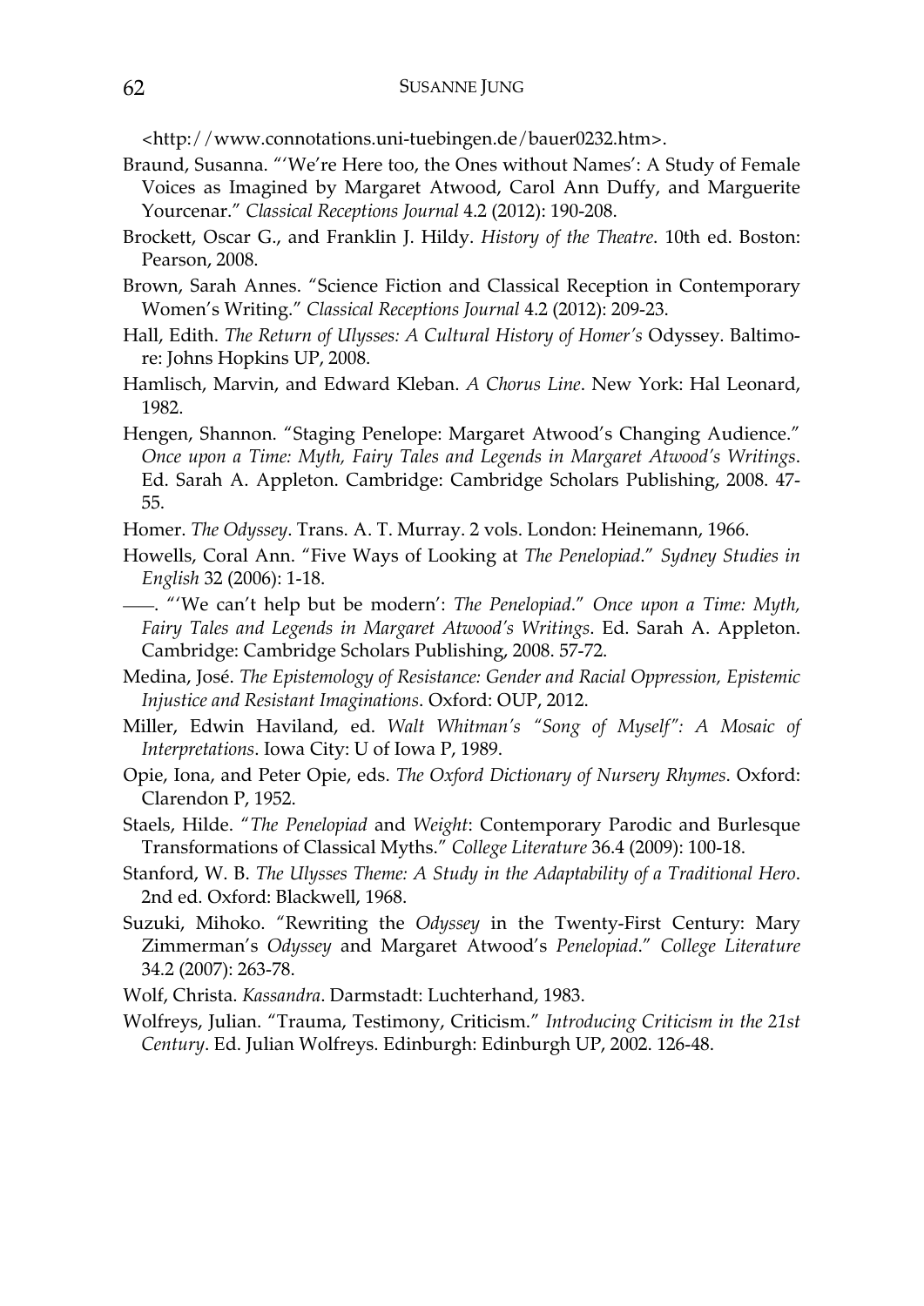<http://www.connotations.uni-tuebingen.de/bauer0232.htm>.

Braund, Susanna. "'We're Here too, the Ones without Names': A Study of Female Voices as Imagined by Margaret Atwood, Carol Ann Duffy, and Marguerite Yourcenar." *Classical Receptions Journal* 4.2 (2012): 190-208.

Brockett, Oscar G., and Franklin J. Hildy. *History of the Theatre*. 10th ed. Boston: Pearson, 2008.

Brown, Sarah Annes. "Science Fiction and Classical Reception in Contemporary Women's Writing." *Classical Receptions Journal* 4.2 (2012): 209-23.

Hall, Edith. *The Return of Ulysses: A Cultural History of Homer's* Odyssey. Baltimore: Johns Hopkins UP, 2008.

Hamlisch, Marvin, and Edward Kleban. *A Chorus Line*. New York: Hal Leonard, 1982.

Hengen, Shannon. "Staging Penelope: Margaret Atwood's Changing Audience." *Once upon a Time: Myth, Fairy Tales and Legends in Margaret Atwood's Writings*. Ed. Sarah A. Appleton. Cambridge: Cambridge Scholars Publishing, 2008. 47-55.

Homer. *The Odyssey*. Trans. A. T. Murray. 2 vols. London: Heinemann, 1966.

Howells, Coral Ann. "Five Ways of Looking at *The Penelopiad*." *Sydney Studies in English* 32 (2006): 1-18.

——. "'We can't help but be modern': *The Penelopiad*." *Once upon a Time: Myth, Fairy Tales and Legends in Margaret Atwood's Writings*. Ed. Sarah A. Appleton. Cambridge: Cambridge Scholars Publishing, 2008. 57-72.

Medina, José. *The Epistemology of Resistance: Gender and Racial Oppression, Epistemic Injustice and Resistant Imaginations*. Oxford: OUP, 2012.

Miller, Edwin Haviland, ed. *Walt Whitman's "Song of Myself": A Mosaic of Interpretations*. Iowa City: U of Iowa P, 1989.

Opie, Iona, and Peter Opie, eds. *The Oxford Dictionary of Nursery Rhymes*. Oxford: Clarendon P, 1952.

Staels, Hilde. "*The Penelopiad* and *Weight*: Contemporary Parodic and Burlesque Transformations of Classical Myths." *College Literature* 36.4 (2009): 100-18.

Stanford, W. B. *The Ulysses Theme: A Study in the Adaptability of a Traditional Hero*. 2nd ed. Oxford: Blackwell, 1968.

Suzuki, Mihoko. "Rewriting the *Odyssey* in the Twenty-First Century: Mary Zimmerman's *Odyssey* and Margaret Atwood's *Penelopiad*." *College Literature* 34.2 (2007): 263-78.

Wolf, Christa. *Kassandra*. Darmstadt: Luchterhand, 1983.

Wolfreys, Julian. "Trauma, Testimony, Criticism." *Introducing Criticism in the 21st Century*. Ed. Julian Wolfreys. Edinburgh: Edinburgh UP, 2002. 126-48.